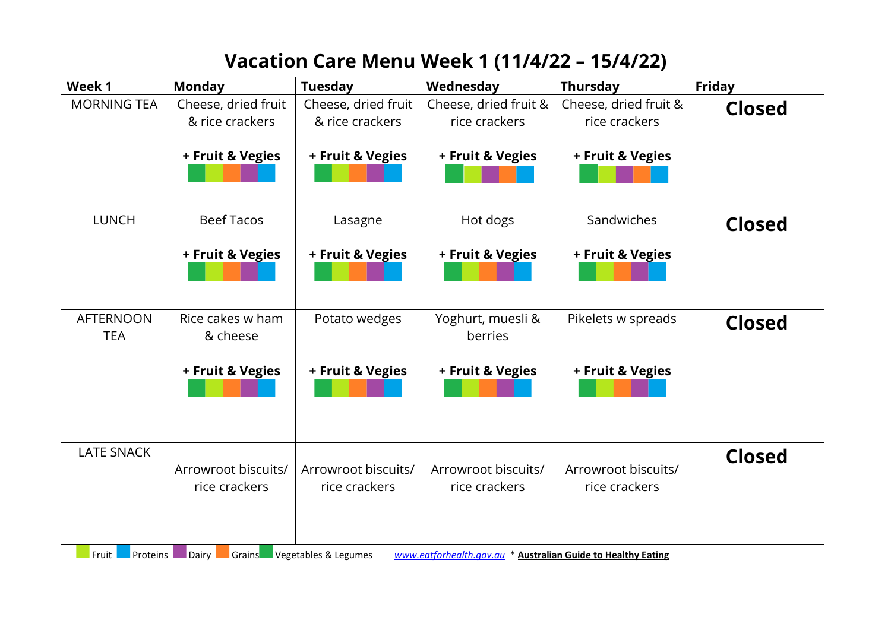# Vacation Care Menu Week 1 (11/4/22 – 15/4/22)

| Week 1 | Monday | Tuesday | Wednesday | Thursday | Friday |
|---|---|---|---|---|---|
| MORNING TEA | Cheese, dried fruit & rice crackers<br><br>**+ Fruit & Vegies** | Cheese, dried fruit & rice crackers<br><br>**+ Fruit & Vegies** | Cheese, dried fruit & rice crackers<br><br>**+ Fruit & Vegies** | Cheese, dried fruit & rice crackers<br><br>**+ Fruit & Vegies** | **Closed** |
| LUNCH | Beef Tacos<br><br>**+ Fruit & Vegies** | Lasagne<br><br>**+ Fruit & Vegies** | Hot dogs<br><br>**+ Fruit & Vegies** | Sandwiches<br><br>**+ Fruit & Vegies** | **Closed** |
| AFTERNOON TEA | Rice cakes w ham & cheese<br><br>**+ Fruit & Vegies** | Potato wedges<br><br>**+ Fruit & Vegies** | Yoghurt, muesli & berries<br><br>**+ Fruit & Vegies** | Pikelets w spreads<br><br>**+ Fruit & Vegies** | **Closed** |
| LATE SNACK | Arrowroot biscuits/ rice crackers | Arrowroot biscuits/ rice crackers | Arrowroot biscuits/ rice crackers | Arrowroot biscuits/ rice crackers | **Closed** |

Fruit Proteins Dairy Grains Vegetables & Legumes *www.eatforhealth.gov.au* * **Australian Guide to Healthy Eating**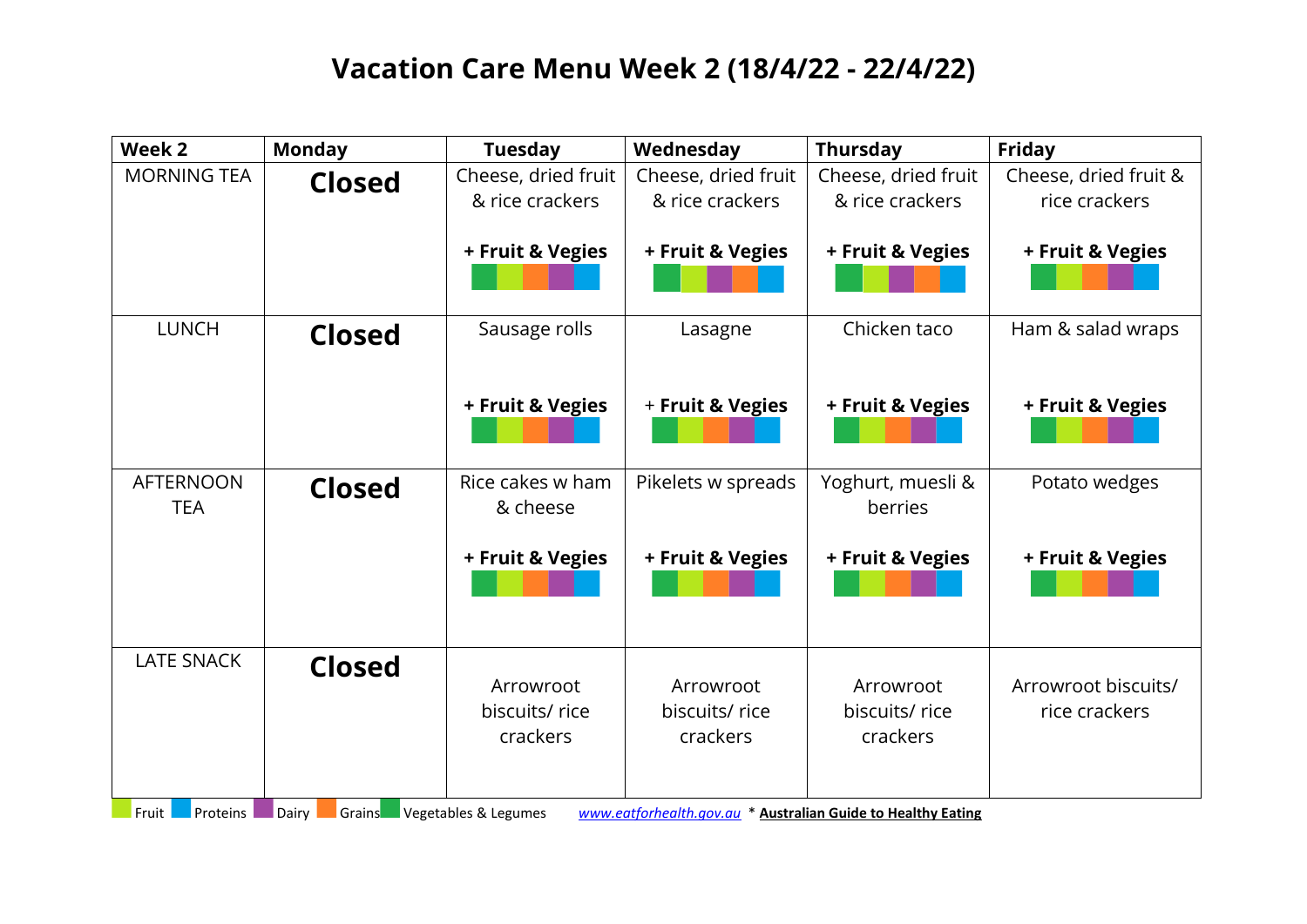# Vacation Care Menu Week 2 (18/4/22 - 22/4/22)

| Week 2 | Monday | Tuesday | Wednesday | Thursday | Friday |
|---|---|---|---|---|---|
| MORNING TEA | **Closed** | Cheese, dried fruit & rice crackers<br><br>**+ Fruit & Vegies** | Cheese, dried fruit & rice crackers<br><br>**+ Fruit & Vegies** | Cheese, dried fruit & rice crackers<br><br>**+ Fruit & Vegies** | Cheese, dried fruit & rice crackers<br><br>**+ Fruit & Vegies** |
| LUNCH | **Closed** | Sausage rolls<br><br>**+ Fruit & Vegies** | Lasagne<br><br>+ **Fruit & Vegies** | Chicken taco<br><br>**+ Fruit & Vegies** | Ham & salad wraps<br><br>**+ Fruit & Vegies** |
| AFTERNOON TEA | **Closed** | Rice cakes w ham & cheese<br><br>**+ Fruit & Vegies** | Pikelets w spreads<br><br>**+ Fruit & Vegies** | Yoghurt, muesli & berries<br><br>**+ Fruit & Vegies** | Potato wedges<br><br>**+ Fruit & Vegies** |
| LATE SNACK | **Closed** | Arrowroot biscuits/ rice crackers | Arrowroot biscuits/ rice crackers | Arrowroot biscuits/ rice crackers | Arrowroot biscuits/ rice crackers |

Fruit Proteins Dairy Grains Vegetables & Legumes *www.eatforhealth.gov.au* * **Australian Guide to Healthy Eating**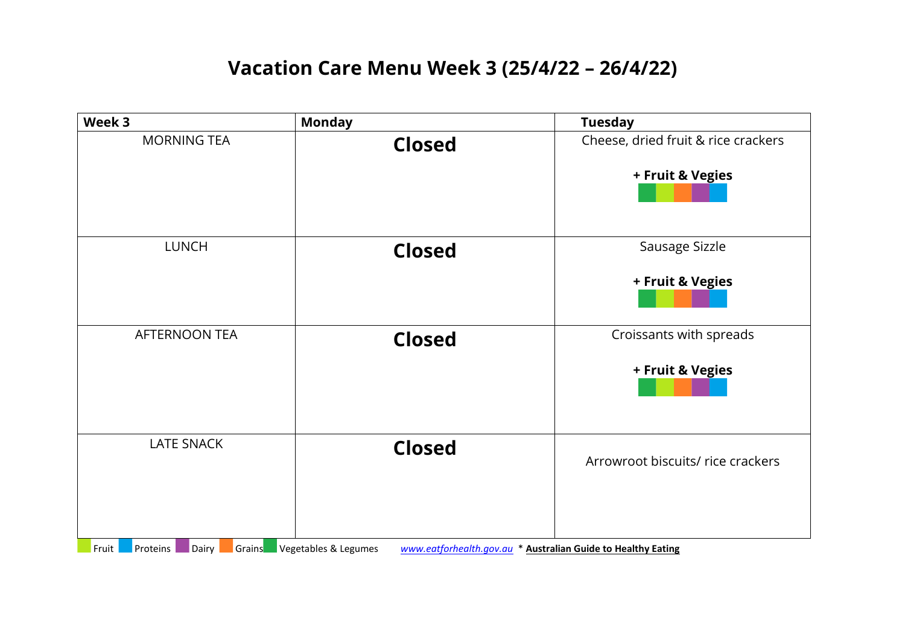# Vacation Care Menu Week 3 (25/4/22 – 26/4/22)

| Week 3 | Monday | Tuesday |
|---|---|---|
| MORNING TEA | **Closed** | Cheese, dried fruit & rice crackers<br><br>**+ Fruit & Vegies** |
| LUNCH | **Closed** | Sausage Sizzle<br><br>**+ Fruit & Vegies** |
| AFTERNOON TEA | **Closed** | Croissants with spreads<br><br>**+ Fruit & Vegies** |
| LATE SNACK | **Closed** | Arrowroot biscuits/ rice crackers |

Fruit  Proteins  Dairy  Grains  Vegetables & Legumes   *www.eatforhealth.gov.au* * **Australian Guide to Healthy Eating**